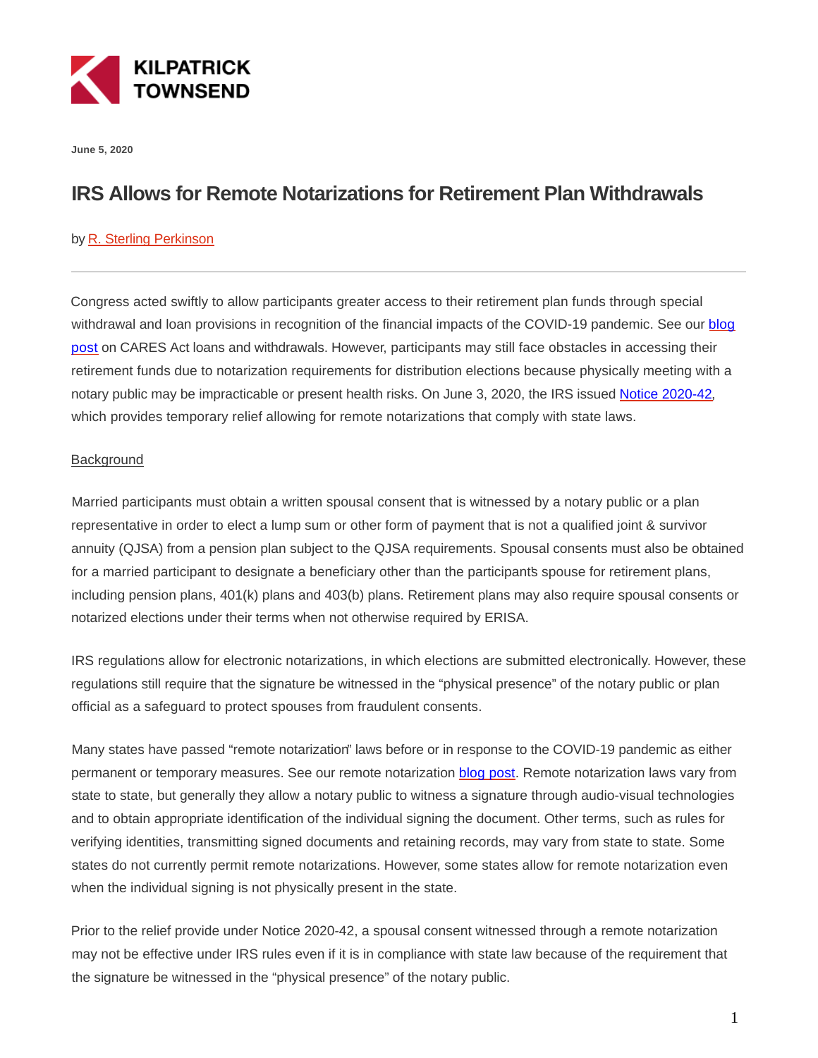KILPATRICK TOWNSEND

June 5, 2020

# IRS Allows for Remote Notarizations for Retirement Plan Withdrawals

by R. Sterling Perkinson

---

Congress acted swiftly to allow participants greater access to their retirement plan funds through special withdrawal and loan provisions in recognition of the financial impacts of the COVID-19 pandemic. See our blog post on CARES Act loans and withdrawals. However, participants may still face obstacles in accessing their retirement funds due to notarization requirements for distribution elections because physically meeting with a notary public may be impracticable or present health risks. On June 3, 2020, the IRS issued Notice 2020-42, which provides temporary relief allowing for remote notarizations that comply with state laws.

Background

Married participants must obtain a written spousal consent that is witnessed by a notary public or a plan representative in order to elect a lump sum or other form of payment that is not a qualified joint & survivor annuity (QJSA) from a pension plan subject to the QJSA requirements. Spousal consents must also be obtained for a married participant to designate a beneficiary other than the participant's spouse for retirement plans, including pension plans, 401(k) plans and 403(b) plans. Retirement plans may also require spousal consents or notarized elections under their terms when not otherwise required by ERISA.

IRS regulations allow for electronic notarizations, in which elections are submitted electronically. However, these regulations still require that the signature be witnessed in the "physical presence" of the notary public or plan official as a safeguard to protect spouses from fraudulent consents.

Many states have passed "remote notarization" laws before or in response to the COVID-19 pandemic as either permanent or temporary measures. See our remote notarization blog post. Remote notarization laws vary from state to state, but generally they allow a notary public to witness a signature through audio-visual technologies and to obtain appropriate identification of the individual signing the document. Other terms, such as rules for verifying identities, transmitting signed documents and retaining records, may vary from state to state. Some states do not currently permit remote notarizations. However, some states allow for remote notarization even when the individual signing is not physically present in the state.

Prior to the relief provide under Notice 2020-42, a spousal consent witnessed through a remote notarization may not be effective under IRS rules even if it is in compliance with state law because of the requirement that the signature be witnessed in the "physical presence" of the notary public.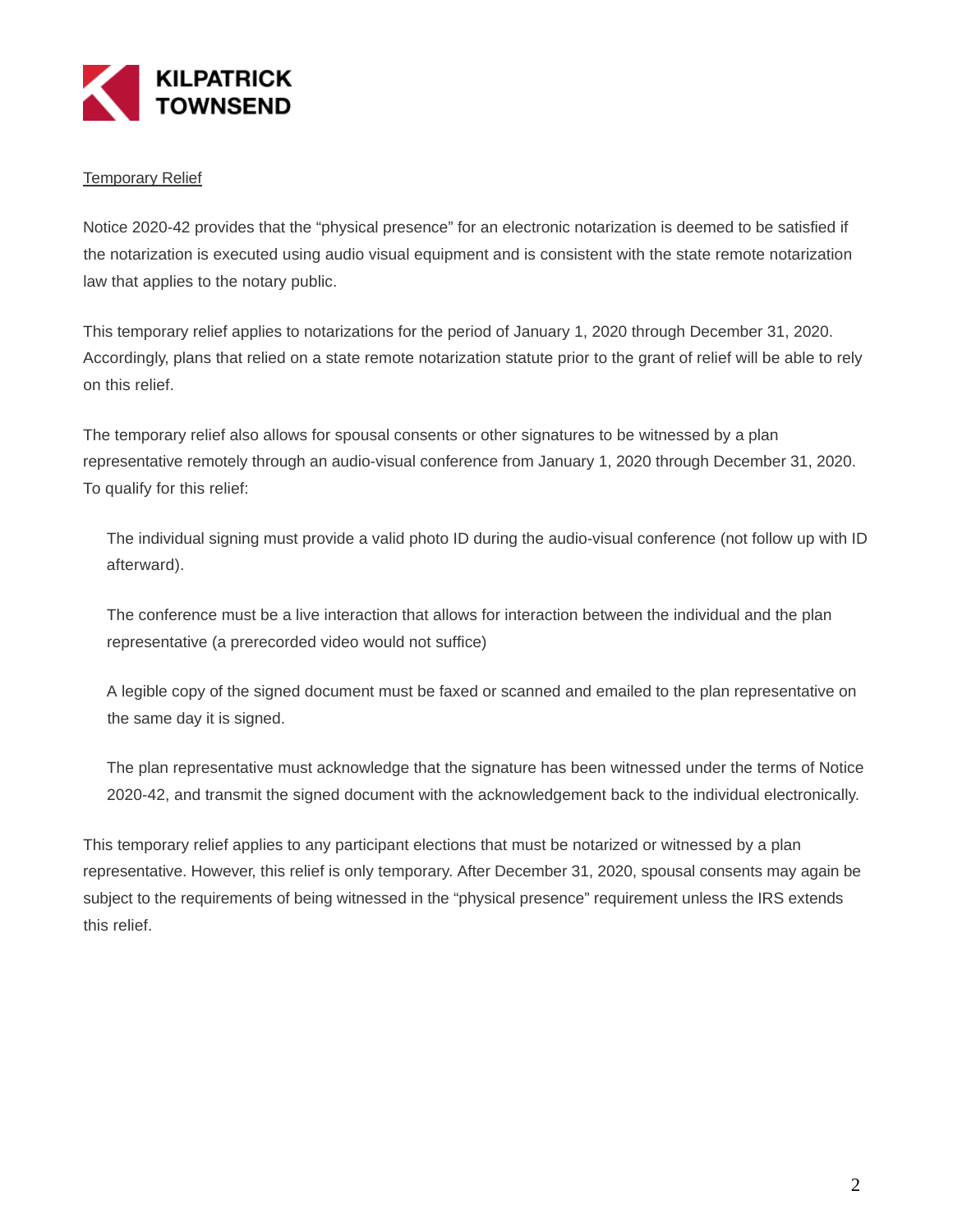Temporary Relief

Notice 2020-42 provides that the "physical presence" for an electronic notarization is deemed to be satisfied if the notarization is executed using audio visual equipment and is consistent with the state remote notarization law that applies to the notary public.

This temporary relief applies to notarizations for the period of January 1, 2020 through December 31, 2020. Accordingly, plans that relied on a state remote notarization statute prior to the grant of relief will be able to rely on this relief.

The temporary relief also allows for spousal consents or other signatures to be witnessed by a plan representative remotely through an audio-visual conference from January 1, 2020 through December 31, 2020. To qualify for this relief:

> The individual signing must provide a valid photo ID during the audio-visual conference (not follow up with ID afterward).
>
> The conference must be a live interaction that allows for interaction between the individual and the plan representative (a prerecorded video would not suffice)
>
> A legible copy of the signed document must be faxed or scanned and emailed to the plan representative on the same day it is signed.
>
> The plan representative must acknowledge that the signature has been witnessed under the terms of Notice 2020-42, and transmit the signed document with the acknowledgement back to the individual electronically.

This temporary relief applies to any participant elections that must be notarized or witnessed by a plan representative. However, this relief is only temporary. After December 31, 2020, spousal consents may again be subject to the requirements of being witnessed in the "physical presence" requirement unless the IRS extends this relief.